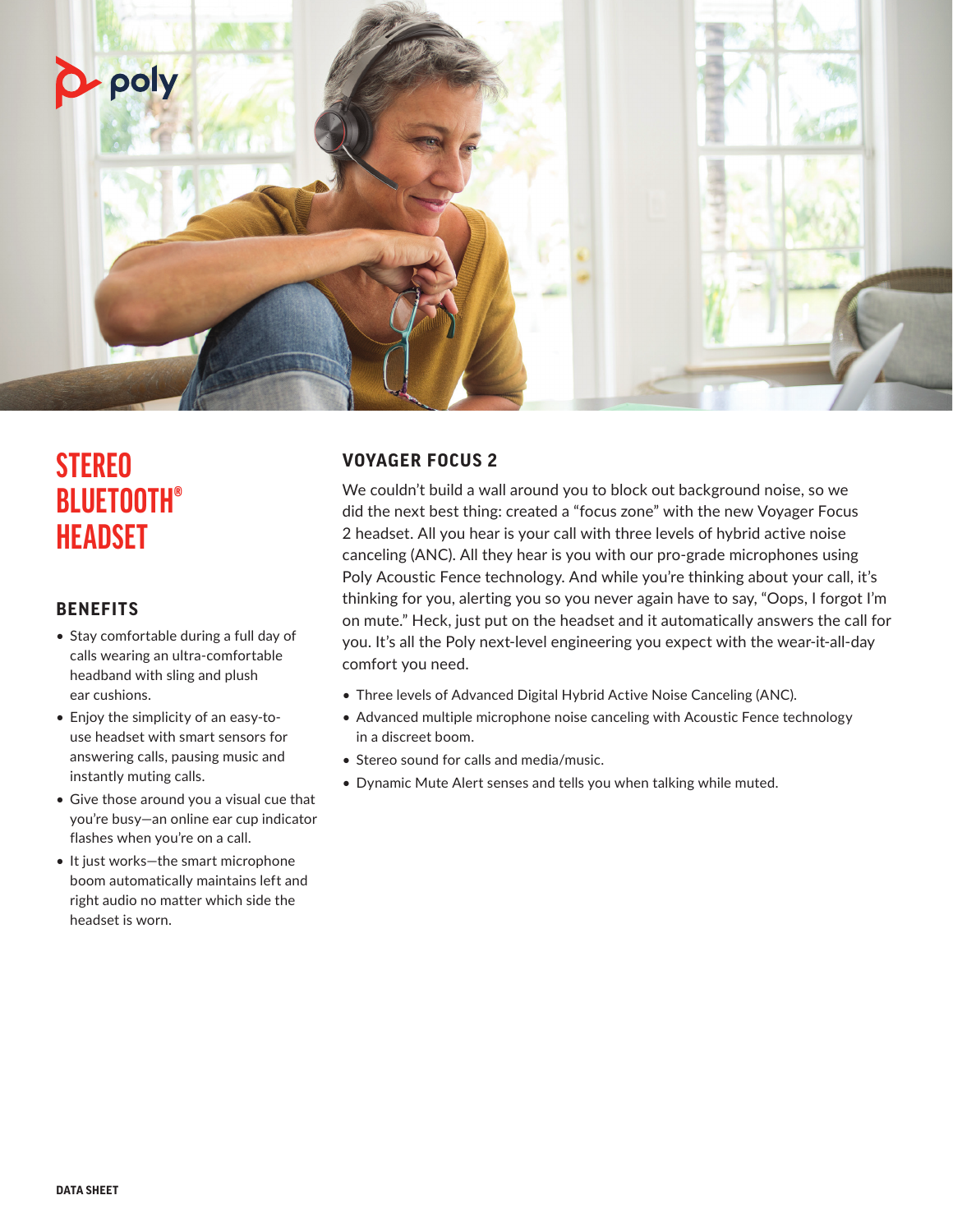# STEREO BLUETOOTH® HEADSET

## BENEFITS

- Stay comfortable during a full day of calls wearing an ultra-comfortable headband with sling and plush ear cushions.
- Enjoy the simplicity of an easy-to-use headset with smart sensors for answering calls, pausing music and instantly muting calls.
- Give those around you a visual cue that you're busy—an online ear cup indicator flashes when you're on a call.
- It just works—the smart microphone boom automatically maintains left and right audio no matter which side the headset is worn.

## VOYAGER FOCUS 2

We couldn't build a wall around you to block out background noise, so we did the next best thing: created a "focus zone" with the new Voyager Focus 2 headset. All you hear is your call with three levels of hybrid active noise canceling (ANC). All they hear is you with our pro-grade microphones using Poly Acoustic Fence technology. And while you're thinking about your call, it's thinking for you, alerting you so you never again have to say, "Oops, I forgot I'm on mute." Heck, just put on the headset and it automatically answers the call for you. It's all the Poly next-level engineering you expect with the wear-it-all-day comfort you need.

- Three levels of Advanced Digital Hybrid Active Noise Canceling (ANC).
- Advanced multiple microphone noise canceling with Acoustic Fence technology in a discreet boom.
- Stereo sound for calls and media/music.
- Dynamic Mute Alert senses and tells you when talking while muted.

DATA SHEET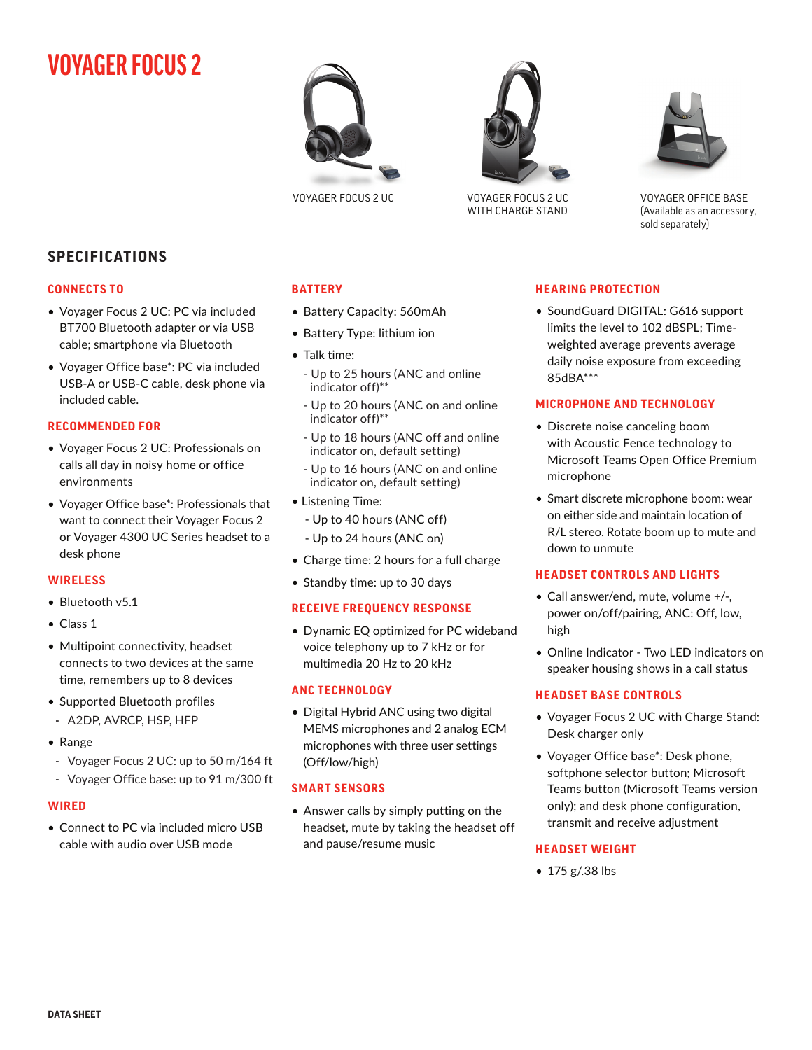# VOYAGER FOCUS 2

VOYAGER FOCUS 2 UC

VOYAGER FOCUS 2 UC WITH CHARGE STAND

VOYAGER OFFICE BASE (Available as an accessory, sold separately)

## SPECIFICATIONS

### CONNECTS TO

- Voyager Focus 2 UC: PC via included BT700 Bluetooth adapter or via USB cable; smartphone via Bluetooth
- Voyager Office base*: PC via included USB-A or USB-C cable, desk phone via included cable.

### RECOMMENDED FOR

- Voyager Focus 2 UC: Professionals on calls all day in noisy home or office environments
- Voyager Office base*: Professionals that want to connect their Voyager Focus 2 or Voyager 4300 UC Series headset to a desk phone

### WIRELESS

- Bluetooth v5.1
- Class 1
- Multipoint connectivity, headset connects to two devices at the same time, remembers up to 8 devices
- Supported Bluetooth profiles
  - A2DP, AVRCP, HSP, HFP
- Range
  - Voyager Focus 2 UC: up to 50 m/164 ft
  - Voyager Office base: up to 91 m/300 ft

### WIRED

- Connect to PC via included micro USB cable with audio over USB mode

### BATTERY

- Battery Capacity: 560mAh
- Battery Type: lithium ion
- Talk time:
  - Up to 25 hours (ANC and online indicator off)**
  - Up to 20 hours (ANC on and online indicator off)**
  - Up to 18 hours (ANC off and online indicator on, default setting)
  - Up to 16 hours (ANC on and online indicator on, default setting)
- Listening Time:
  - Up to 40 hours (ANC off)
  - Up to 24 hours (ANC on)
- Charge time: 2 hours for a full charge
- Standby time: up to 30 days

### RECEIVE FREQUENCY RESPONSE

- Dynamic EQ optimized for PC wideband voice telephony up to 7 kHz or for multimedia 20 Hz to 20 kHz

### ANC TECHNOLOGY

- Digital Hybrid ANC using two digital MEMS microphones and 2 analog ECM microphones with three user settings (Off/low/high)

### SMART SENSORS

- Answer calls by simply putting on the headset, mute by taking the headset off and pause/resume music

### HEARING PROTECTION

- SoundGuard DIGITAL: G616 support limits the level to 102 dBSPL; Time-weighted average prevents average daily noise exposure from exceeding 85dBA***

### MICROPHONE AND TECHNOLOGY

- Discrete noise canceling boom with Acoustic Fence technology to Microsoft Teams Open Office Premium microphone
- Smart discrete microphone boom: wear on either side and maintain location of R/L stereo. Rotate boom up to mute and down to unmute

### HEADSET CONTROLS AND LIGHTS

- Call answer/end, mute, volume +/-, power on/off/pairing, ANC: Off, low, high
- Online Indicator - Two LED indicators on speaker housing shows in a call status

### HEADSET BASE CONTROLS

- Voyager Focus 2 UC with Charge Stand: Desk charger only
- Voyager Office base*: Desk phone, softphone selector button; Microsoft Teams button (Microsoft Teams version only); and desk phone configuration, transmit and receive adjustment

### HEADSET WEIGHT

- 175 g/.38 lbs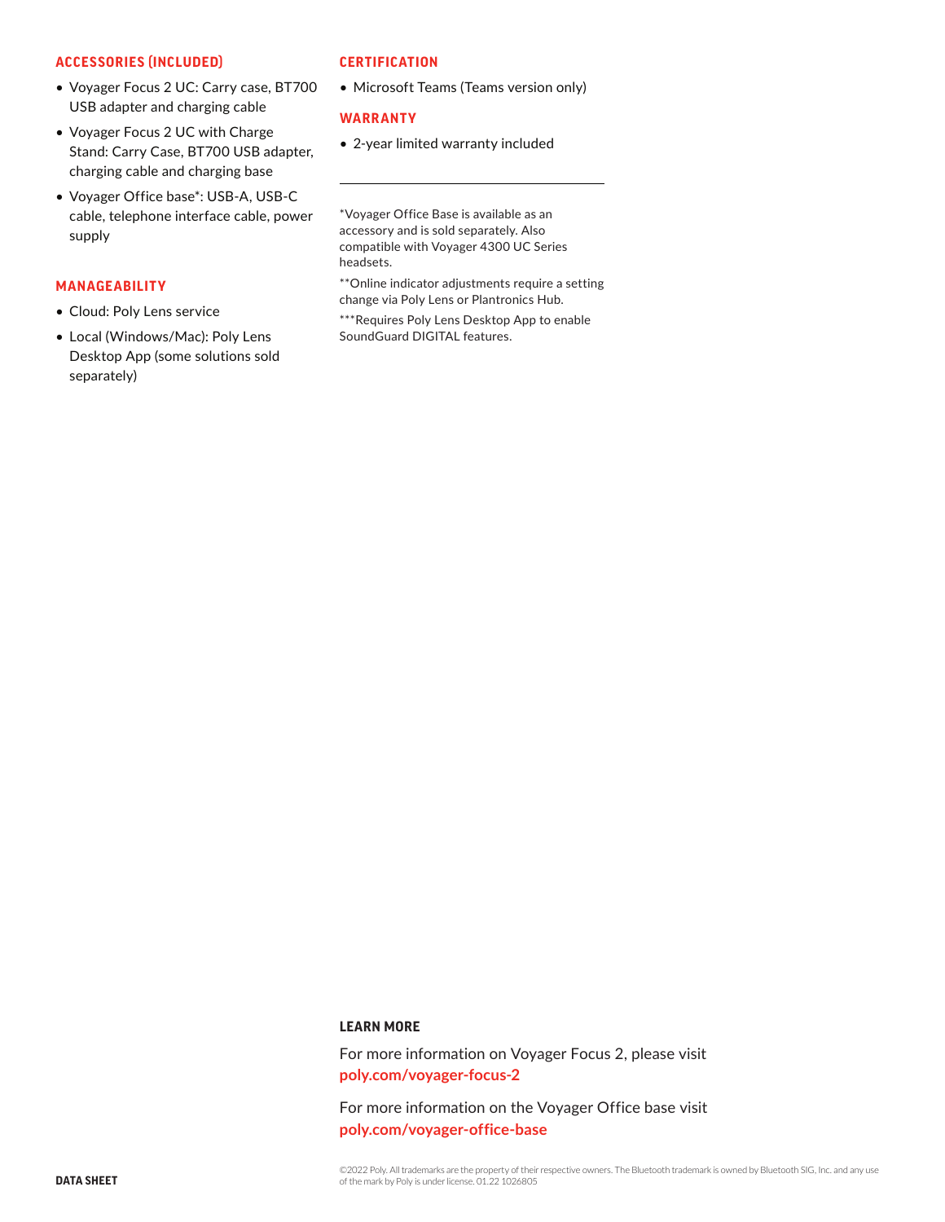### ACCESSORIES (INCLUDED)

- Voyager Focus 2 UC: Carry case, BT700 USB adapter and charging cable
- Voyager Focus 2 UC with Charge Stand: Carry Case, BT700 USB adapter, charging cable and charging base
- Voyager Office base*: USB-A, USB-C cable, telephone interface cable, power supply

### MANAGEABILITY

- Cloud: Poly Lens service
- Local (Windows/Mac): Poly Lens Desktop App (some solutions sold separately)

### CERTIFICATION

- Microsoft Teams (Teams version only)

### WARRANTY

- 2-year limited warranty included

---

*Voyager Office Base is available as an accessory and is sold separately. Also compatible with Voyager 4300 UC Series headsets.

**Online indicator adjustments require a setting change via Poly Lens or Plantronics Hub.

***Requires Poly Lens Desktop App to enable SoundGuard DIGITAL features.

### LEARN MORE

For more information on Voyager Focus 2, please visit **poly.com/voyager-focus-2**

For more information on the Voyager Office base visit **poly.com/voyager-office-base**

©2022 Poly. All trademarks are the property of their respective owners. The Bluetooth trademark is owned by Bluetooth SIG, Inc. and any use of the mark by Poly is under license. 01.22 1026805